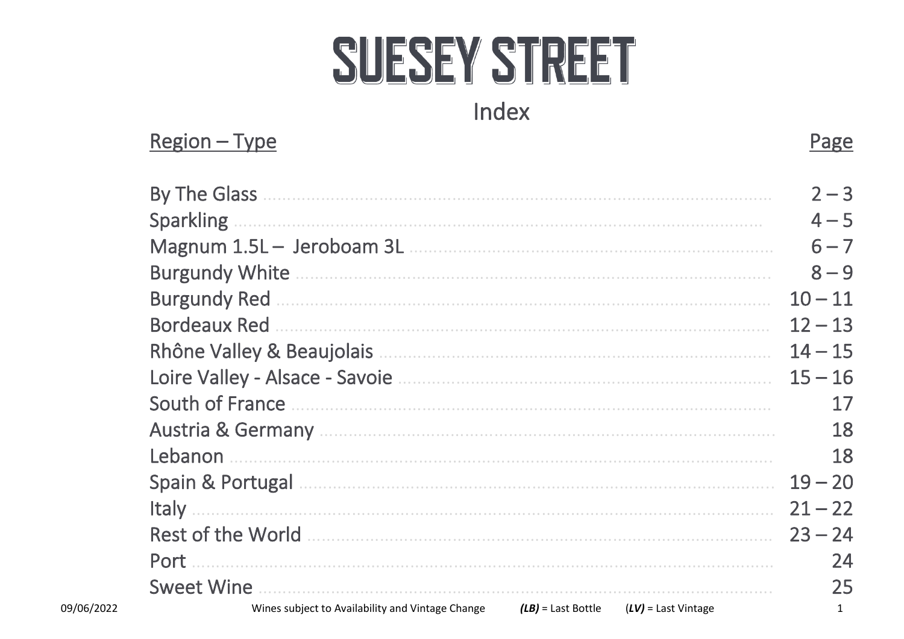# SUESEY STREET

## Index

| Region – Type | Page |
|---|---|
| By The Glass | 2 – 3 |
| Sparkling | 4 – 5 |
| Magnum 1.5L – Jeroboam 3L | 6 – 7 |
| Burgundy White | 8 – 9 |
| Burgundy Red | 10 – 11 |
| Bordeaux Red | 12 – 13 |
| Rhône Valley & Beaujolais | 14 – 15 |
| Loire Valley - Alsace - Savoie | 15 – 16 |
| South of France | 17 |
| Austria & Germany | 18 |
| Lebanon | 18 |
| Spain & Portugal | 19 – 20 |
| Italy | 21 – 22 |
| Rest of the World | 23 – 24 |
| Port | 24 |
| Sweet Wine | 25 |

09/06/2022 Wines subject to Availability and Vintage Change ***(LB)*** = Last Bottle (***LV***) = Last Vintage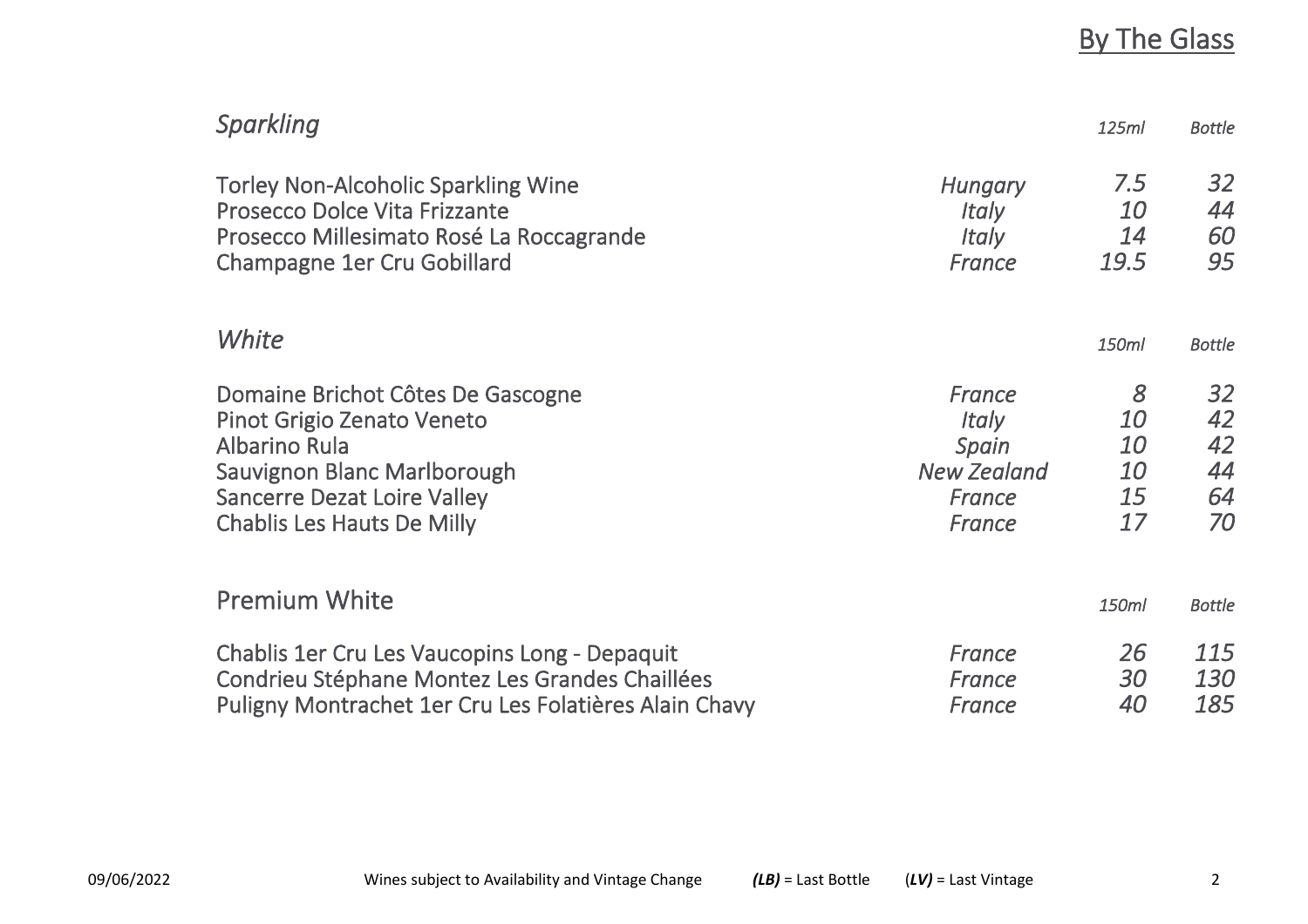# By The Glass

| *Sparkling* | | *125ml* | *Bottle* |
|---|---|---|---|
| Torley Non-Alcoholic Sparkling Wine | *Hungary* | *7.5* | *32* |
| Prosecco Dolce Vita Frizzante | *Italy* | *10* | *44* |
| Prosecco Millesimato Rosé La Roccagrande | *Italy* | *14* | *60* |
| Champagne 1er Cru Gobillard | *France* | *19.5* | *95* |

| *White* | | *150ml* | *Bottle* |
|---|---|---|---|
| Domaine Brichot Côtes De Gascogne | *France* | *8* | *32* |
| Pinot Grigio Zenato Veneto | *Italy* | *10* | *42* |
| Albarino Rula | *Spain* | *10* | *42* |
| Sauvignon Blanc Marlborough | *New Zealand* | *10* | *44* |
| Sancerre Dezat Loire Valley | *France* | *15* | *64* |
| Chablis Les Hauts De Milly | *France* | *17* | *70* |

| Premium White | | *150ml* | *Bottle* |
|---|---|---|---|
| Chablis 1er Cru Les Vaucopins Long - Depaquit | *France* | *26* | *115* |
| Condrieu Stéphane Montez Les Grandes Chaillées | *France* | *30* | *130* |
| Puligny Montrachet 1er Cru Les Folatières Alain Chavy | *France* | *40* | *185* |

09/06/2022 Wines subject to Availability and Vintage Change ***(LB)*** = Last Bottle (***LV)*** = Last Vintage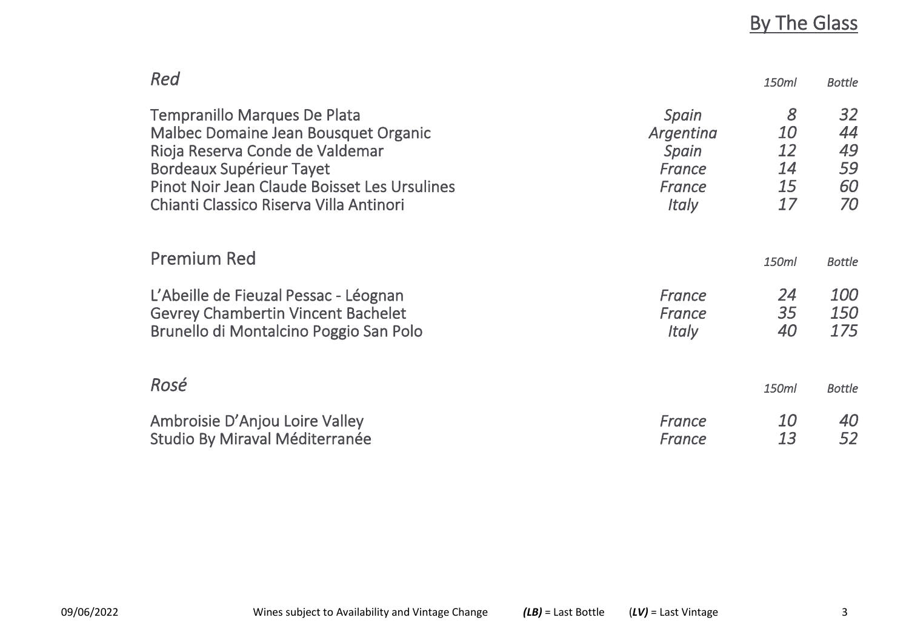# By The Glass

## *Red*

| | | *150ml* | *Bottle* |
|---|---|---|---|
| Tempranillo Marques De Plata | *Spain* | *8* | *32* |
| Malbec Domaine Jean Bousquet Organic | *Argentina* | *10* | *44* |
| Rioja Reserva Conde de Valdemar | *Spain* | *12* | *49* |
| Bordeaux Supérieur Tayet | *France* | *14* | *59* |
| Pinot Noir Jean Claude Boisset Les Ursulines | *France* | *15* | *60* |
| Chianti Classico Riserva Villa Antinori | *Italy* | *17* | *70* |

## Premium Red

| | | *150ml* | *Bottle* |
|---|---|---|---|
| L'Abeille de Fieuzal Pessac - Léognan | *France* | *24* | *100* |
| Gevrey Chambertin Vincent Bachelet | *France* | *35* | *150* |
| Brunello di Montalcino Poggio San Polo | *Italy* | *40* | *175* |

## *Rosé*

| | | *150ml* | *Bottle* |
|---|---|---|---|
| Ambroisie D'Anjou Loire Valley | *France* | *10* | *40* |
| Studio By Miraval Méditerranée | *France* | *13* | *52* |

09/06/2022 Wines subject to Availability and Vintage Change ***(LB)*** = Last Bottle (***LV)*** = Last Vintage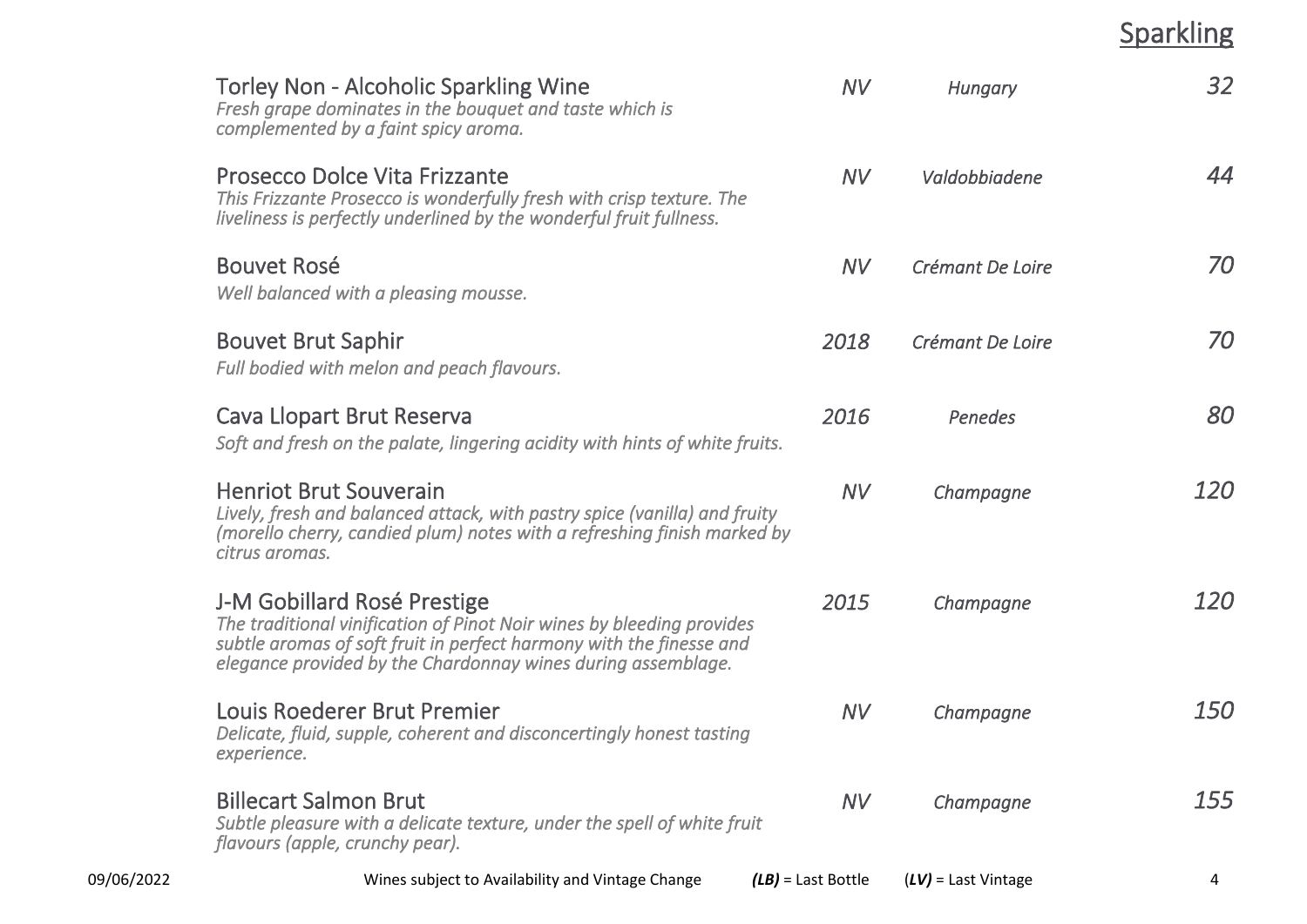## Sparkling

| Wine | Vintage | Region | Price |
|---|---|---|---|
| Torley Non - Alcoholic Sparkling Wine<br>*Fresh grape dominates in the bouquet and taste which is complemented by a faint spicy aroma.* | *NV* | *Hungary* | *32* |
| Prosecco Dolce Vita Frizzante<br>*This Frizzante Prosecco is wonderfully fresh with crisp texture. The liveliness is perfectly underlined by the wonderful fruit fullness.* | *NV* | *Valdobbiadene* | *44* |
| Bouvet Rosé<br>*Well balanced with a pleasing mousse.* | *NV* | *Crémant De Loire* | *70* |
| Bouvet Brut Saphir<br>*Full bodied with melon and peach flavours.* | *2018* | *Crémant De Loire* | *70* |
| Cava Llopart Brut Reserva<br>*Soft and fresh on the palate, lingering acidity with hints of white fruits.* | *2016* | *Penedes* | *80* |
| Henriot Brut Souverain<br>*Lively, fresh and balanced attack, with pastry spice (vanilla) and fruity (morello cherry, candied plum) notes with a refreshing finish marked by citrus aromas.* | *NV* | *Champagne* | *120* |
| J-M Gobillard Rosé Prestige<br>*The traditional vinification of Pinot Noir wines by bleeding provides subtle aromas of soft fruit in perfect harmony with the finesse and elegance provided by the Chardonnay wines during assemblage.* | *2015* | *Champagne* | *120* |
| Louis Roederer Brut Premier<br>*Delicate, fluid, supple, coherent and disconcertingly honest tasting experience.* | *NV* | *Champagne* | *150* |
| Billecart Salmon Brut<br>*Subtle pleasure with a delicate texture, under the spell of white fruit flavours (apple, crunchy pear).* | *NV* | *Champagne* | *155* |

09/06/2022 Wines subject to Availability and Vintage Change ***(LB)*** = Last Bottle (***LV)*** = Last Vintage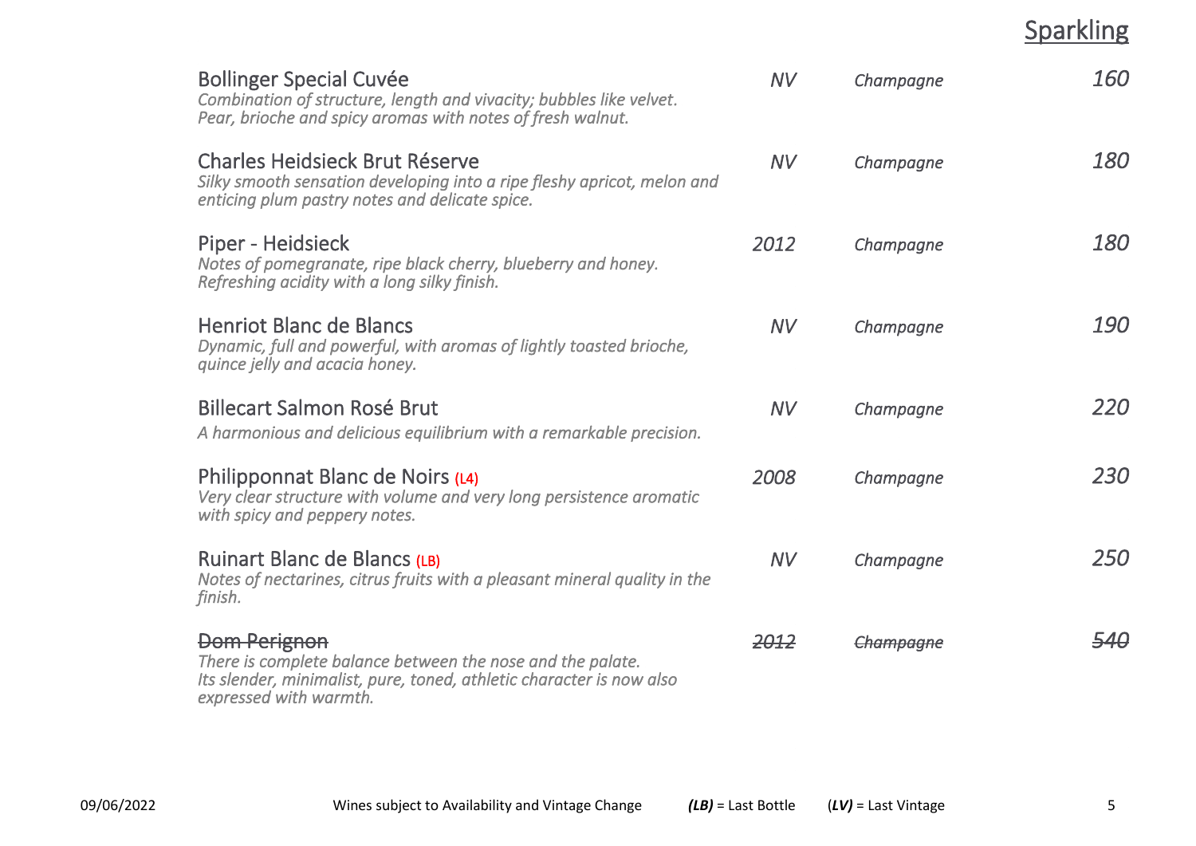# Sparkling

Bollinger Special Cuvée — *NV* — *Champagne* — *160*
*Combination of structure, length and vivacity; bubbles like velvet.*
*Pear, brioche and spicy aromas with notes of fresh walnut.*

Charles Heidsieck Brut Réserve — *NV* — *Champagne* — *180*
*Silky smooth sensation developing into a ripe fleshy apricot, melon and enticing plum pastry notes and delicate spice.*

Piper - Heidsieck — *2012* — *Champagne* — *180*
*Notes of pomegranate, ripe black cherry, blueberry and honey.*
*Refreshing acidity with a long silky finish.*

Henriot Blanc de Blancs — *NV* — *Champagne* — *190*
*Dynamic, full and powerful, with aromas of lightly toasted brioche, quince jelly and acacia honey.*

Billecart Salmon Rosé Brut — *NV* — *Champagne* — *220*
*A harmonious and delicious equilibrium with a remarkable precision.*

Philipponnat Blanc de Noirs (L4) — *2008* — *Champagne* — *230*
*Very clear structure with volume and very long persistence aromatic with spicy and peppery notes.*

Ruinart Blanc de Blancs (LB) — *NV* — *Champagne* — *250*
*Notes of nectarines, citrus fruits with a pleasant mineral quality in the finish.*

~~Dom Perignon~~ — ~~*2012*~~ — ~~*Champagne*~~ — ~~*540*~~
*There is complete balance between the nose and the palate.*
*Its slender, minimalist, pure, toned, athletic character is now also expressed with warmth.*

09/06/2022 — Wines subject to Availability and Vintage Change — ***(LB)*** = Last Bottle — (***LV)*** = Last Vintage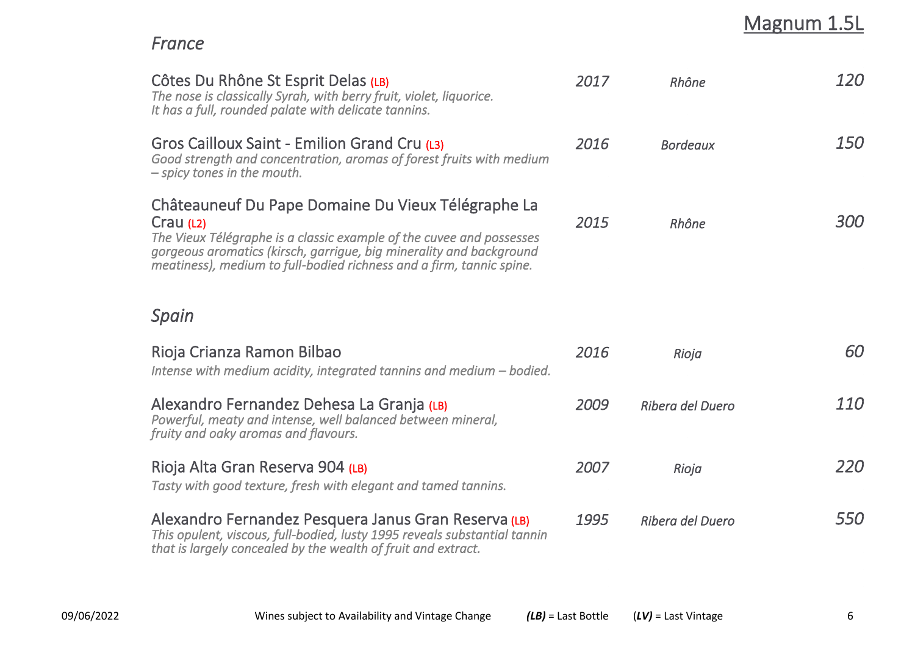## Magnum 1.5L

### *France*

| Wine | Vintage | Region | Price |
|---|---|---|---|
| Côtes Du Rhône St Esprit Delas (LB)<br>*The nose is classically Syrah, with berry fruit, violet, liquorice. It has a full, rounded palate with delicate tannins.* | *2017* | *Rhône* | *120* |
| Gros Cailloux Saint - Emilion Grand Cru (L3)<br>*Good strength and concentration, aromas of forest fruits with medium – spicy tones in the mouth.* | *2016* | *Bordeaux* | *150* |
| Châteauneuf Du Pape Domaine Du Vieux Télégraphe La Crau (L2)<br>*The Vieux Télégraphe is a classic example of the cuvee and possesses gorgeous aromatics (kirsch, garrigue, big minerality and background meatiness), medium to full-bodied richness and a firm, tannic spine.* | *2015* | *Rhône* | *300* |

### *Spain*

| Wine | Vintage | Region | Price |
|---|---|---|---|
| Rioja Crianza Ramon Bilbao<br>*Intense with medium acidity, integrated tannins and medium – bodied.* | *2016* | *Rioja* | *60* |
| Alexandro Fernandez Dehesa La Granja (LB)<br>*Powerful, meaty and intense, well balanced between mineral, fruity and oaky aromas and flavours.* | *2009* | *Ribera del Duero* | *110* |
| Rioja Alta Gran Reserva 904 (LB)<br>*Tasty with good texture, fresh with elegant and tamed tannins.* | *2007* | *Rioja* | *220* |
| Alexandro Fernandez Pesquera Janus Gran Reserva (LB)<br>*This opulent, viscous, full-bodied, lusty 1995 reveals substantial tannin that is largely concealed by the wealth of fruit and extract.* | *1995* | *Ribera del Duero* | *550* |

09/06/2022 Wines subject to Availability and Vintage Change ***(LB)*** = Last Bottle (***LV)*** = Last Vintage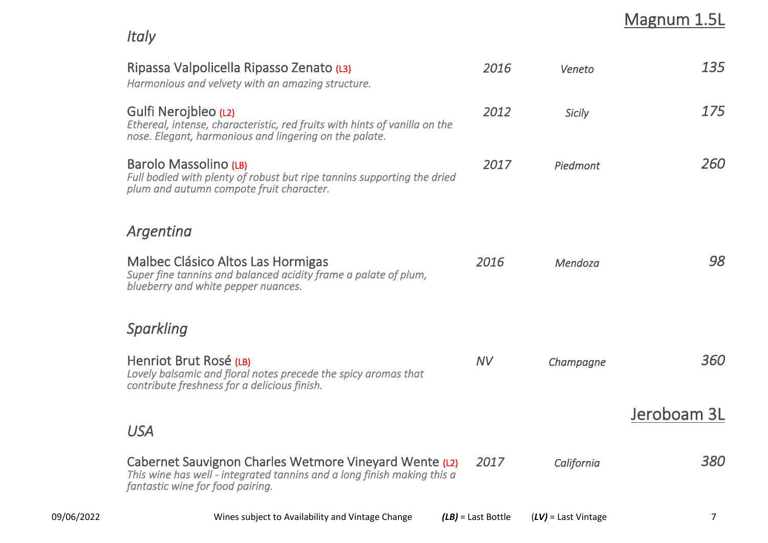## Magnum 1.5L

### Italy

**Ripassa Valpolicella Ripasso Zenato** (L3) — *2016* — *Veneto* — *135*
*Harmonious and velvety with an amazing structure.*

**Gulfi Nerojbleo** (L2) — *2012* — *Sicily* — *175*
*Ethereal, intense, characteristic, red fruits with hints of vanilla on the nose. Elegant, harmonious and lingering on the palate.*

**Barolo Massolino** (LB) — *2017* — *Piedmont* — *260*
*Full bodied with plenty of robust but ripe tannins supporting the dried plum and autumn compote fruit character.*

### Argentina

**Malbec Clásico Altos Las Hormigas** — *2016* — *Mendoza* — *98*
*Super fine tannins and balanced acidity frame a palate of plum, blueberry and white pepper nuances.*

### Sparkling

**Henriot Brut Rosé** (LB) — *NV* — *Champagne* — *360*
*Lovely balsamic and floral notes precede the spicy aromas that contribute freshness for a delicious finish.*

## Jeroboam 3L

### USA

**Cabernet Sauvignon Charles Wetmore Vineyard Wente** (L2) — *2017* — *California* — *380*
*This wine has well - integrated tannins and a long finish making this a fantastic wine for food pairing.*

09/06/2022 Wines subject to Availability and Vintage Change ***(LB)*** = Last Bottle (***LV)*** = Last Vintage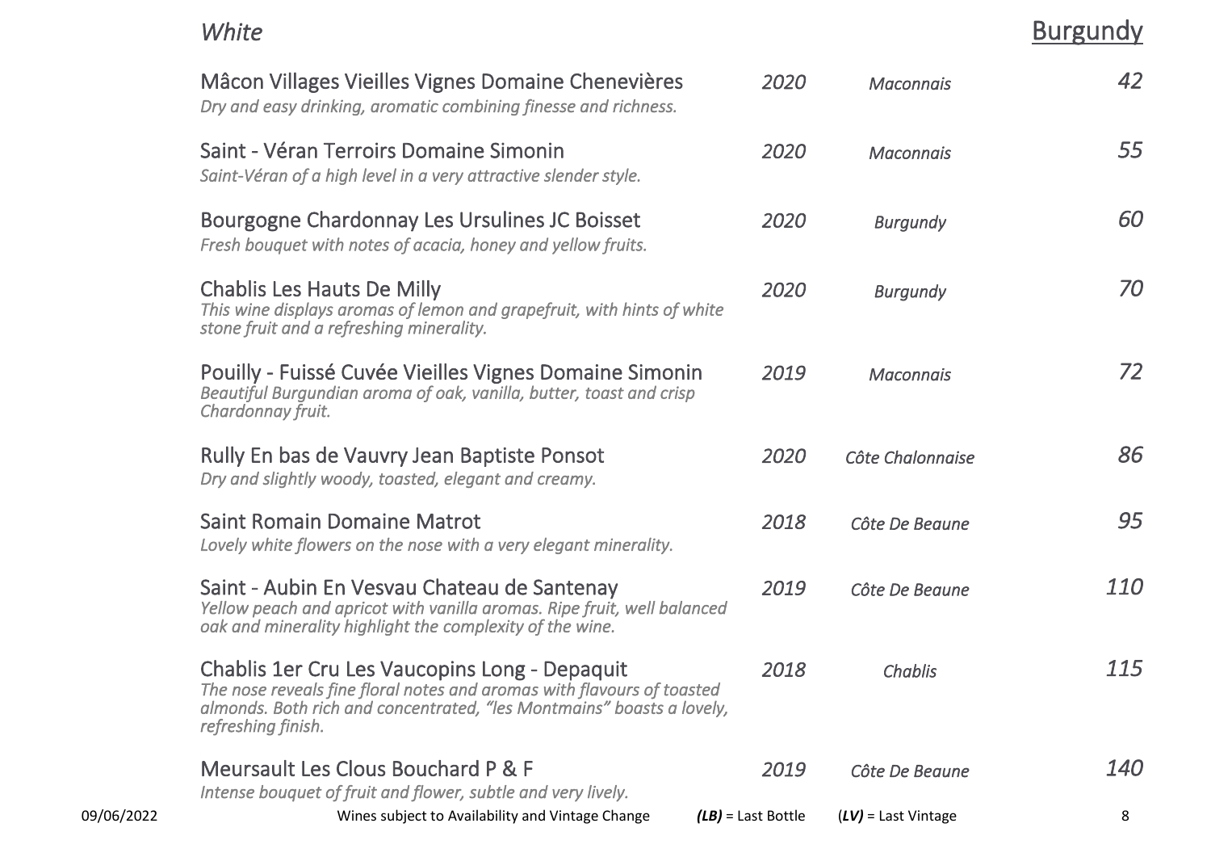## *White*

## Burgundy

| Wine | Vintage | Region | Price |
|---|---|---|---|
| Mâcon Villages Vieilles Vignes Domaine Chenevières<br>*Dry and easy drinking, aromatic combining finesse and richness.* | *2020* | *Maconnais* | *42* |
| Saint - Véran Terroirs Domaine Simonin<br>*Saint-Véran of a high level in a very attractive slender style.* | *2020* | *Maconnais* | *55* |
| Bourgogne Chardonnay Les Ursulines JC Boisset<br>*Fresh bouquet with notes of acacia, honey and yellow fruits.* | *2020* | *Burgundy* | *60* |
| Chablis Les Hauts De Milly<br>*This wine displays aromas of lemon and grapefruit, with hints of white stone fruit and a refreshing minerality.* | *2020* | *Burgundy* | *70* |
| Pouilly - Fuissé Cuvée Vieilles Vignes Domaine Simonin<br>*Beautiful Burgundian aroma of oak, vanilla, butter, toast and crisp Chardonnay fruit.* | *2019* | *Maconnais* | *72* |
| Rully En bas de Vauvry Jean Baptiste Ponsot<br>*Dry and slightly woody, toasted, elegant and creamy.* | *2020* | *Côte Chalonnaise* | *86* |
| Saint Romain Domaine Matrot<br>*Lovely white flowers on the nose with a very elegant minerality.* | *2018* | *Côte De Beaune* | *95* |
| Saint - Aubin En Vesvau Chateau de Santenay<br>*Yellow peach and apricot with vanilla aromas. Ripe fruit, well balanced oak and minerality highlight the complexity of the wine.* | *2019* | *Côte De Beaune* | *110* |
| Chablis 1er Cru Les Vaucopins Long - Depaquit<br>*The nose reveals fine floral notes and aromas with flavours of toasted almonds. Both rich and concentrated, "les Montmains" boasts a lovely, refreshing finish.* | *2018* | *Chablis* | *115* |
| Meursault Les Clous Bouchard P & F<br>*Intense bouquet of fruit and flower, subtle and very lively.* | *2019* | *Côte De Beaune* | *140* |

09/06/2022 Wines subject to Availability and Vintage Change ***(LB)*** = Last Bottle (***LV)*** = Last Vintage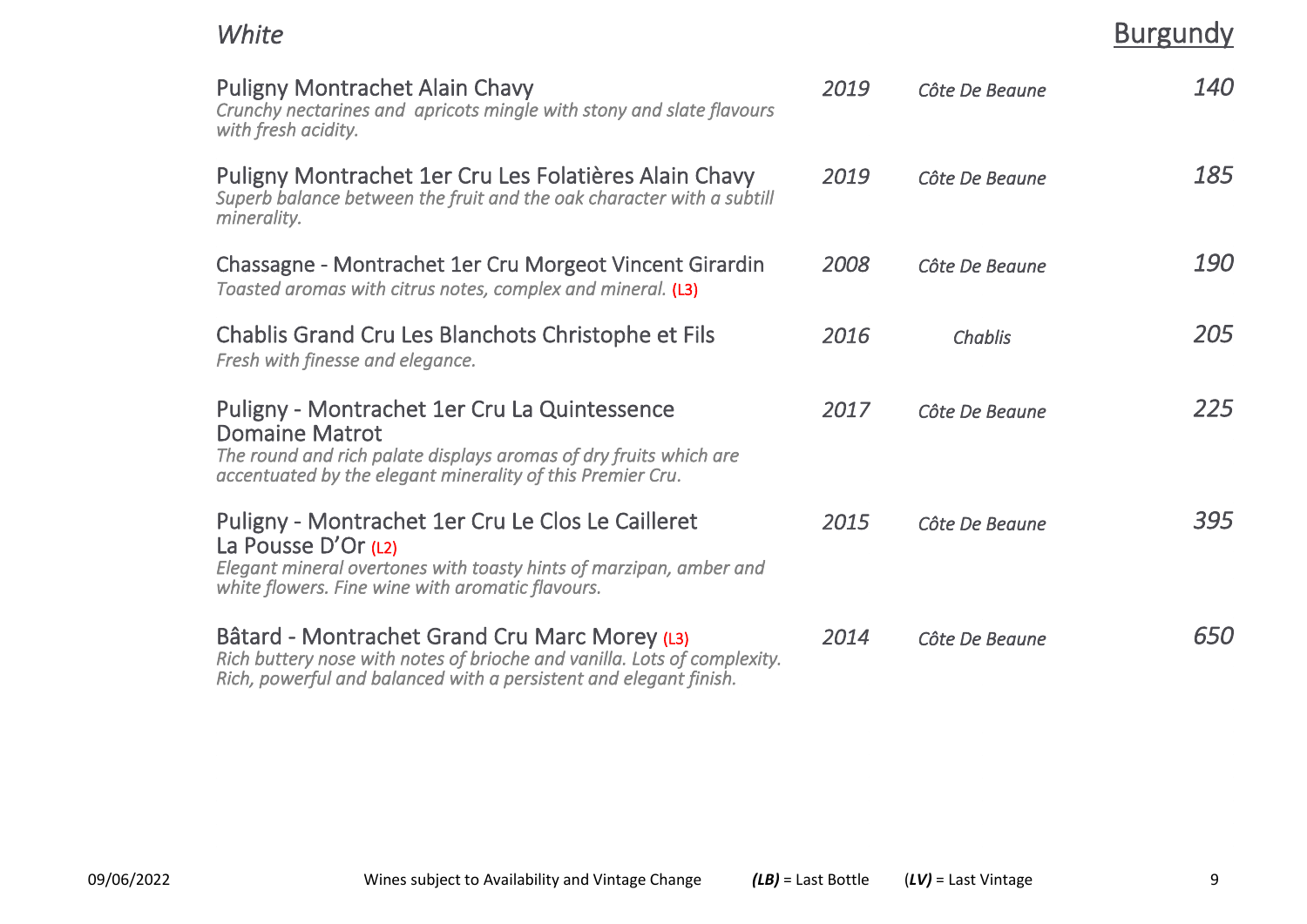## *White* — Burgundy

| Wine | Vintage | Region | Price |
|---|---|---|---|
| Puligny Montrachet Alain Chavy<br>*Crunchy nectarines and apricots mingle with stony and slate flavours with fresh acidity.* | *2019* | *Côte De Beaune* | *140* |
| Puligny Montrachet 1er Cru Les Folatières Alain Chavy<br>*Superb balance between the fruit and the oak character with a subtill minerality.* | *2019* | *Côte De Beaune* | *185* |
| Chassagne - Montrachet 1er Cru Morgeot Vincent Girardin<br>*Toasted aromas with citrus notes, complex and mineral.* (L3) | *2008* | *Côte De Beaune* | *190* |
| Chablis Grand Cru Les Blanchots Christophe et Fils<br>*Fresh with finesse and elegance.* | *2016* | *Chablis* | *205* |
| Puligny - Montrachet 1er Cru La Quintessence Domaine Matrot<br>*The round and rich palate displays aromas of dry fruits which are accentuated by the elegant minerality of this Premier Cru.* | *2017* | *Côte De Beaune* | *225* |
| Puligny - Montrachet 1er Cru Le Clos Le Cailleret La Pousse D'Or (L2)<br>*Elegant mineral overtones with toasty hints of marzipan, amber and white flowers. Fine wine with aromatic flavours.* | *2015* | *Côte De Beaune* | *395* |
| Bâtard - Montrachet Grand Cru Marc Morey (L3)<br>*Rich buttery nose with notes of brioche and vanilla. Lots of complexity. Rich, powerful and balanced with a persistent and elegant finish.* | *2014* | *Côte De Beaune* | *650* |

09/06/2022 Wines subject to Availability and Vintage Change ***(LB)*** = Last Bottle (***LV)*** = Last Vintage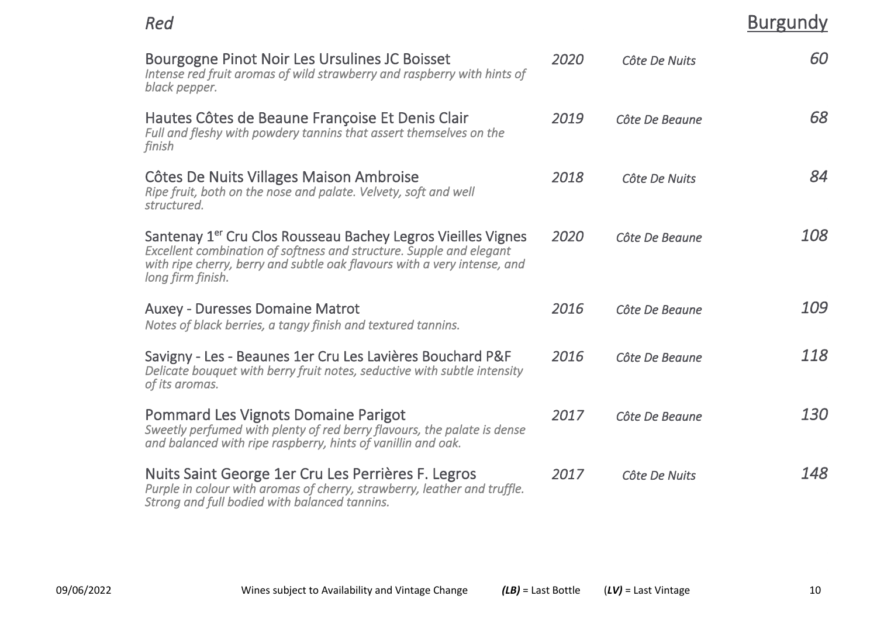## *Red*

## Burgundy

| Wine | Vintage | Region | Price |
|---|---|---|---|
| Bourgogne Pinot Noir Les Ursulines JC Boisset<br>*Intense red fruit aromas of wild strawberry and raspberry with hints of black pepper.* | *2020* | *Côte De Nuits* | *60* |
| Hautes Côtes de Beaune Françoise Et Denis Clair<br>*Full and fleshy with powdery tannins that assert themselves on the finish* | *2019* | *Côte De Beaune* | *68* |
| Côtes De Nuits Villages Maison Ambroise<br>*Ripe fruit, both on the nose and palate. Velvety, soft and well structured.* | *2018* | *Côte De Nuits* | *84* |
| Santenay 1er Cru Clos Rousseau Bachey Legros Vieilles Vignes<br>*Excellent combination of softness and structure. Supple and elegant with ripe cherry, berry and subtle oak flavours with a very intense, and long firm finish.* | *2020* | *Côte De Beaune* | *108* |
| Auxey - Duresses Domaine Matrot<br>*Notes of black berries, a tangy finish and textured tannins.* | *2016* | *Côte De Beaune* | *109* |
| Savigny - Les - Beaunes 1er Cru Les Lavières Bouchard P&F<br>*Delicate bouquet with berry fruit notes, seductive with subtle intensity of its aromas.* | *2016* | *Côte De Beaune* | *118* |
| Pommard Les Vignots Domaine Parigot<br>*Sweetly perfumed with plenty of red berry flavours, the palate is dense and balanced with ripe raspberry, hints of vanillin and oak.* | *2017* | *Côte De Beaune* | *130* |
| Nuits Saint George 1er Cru Les Perrières F. Legros<br>*Purple in colour with aromas of cherry, strawberry, leather and truffle. Strong and full bodied with balanced tannins.* | *2017* | *Côte De Nuits* | *148* |

09/06/2022 Wines subject to Availability and Vintage Change ***(LB)*** = Last Bottle (***LV)*** = Last Vintage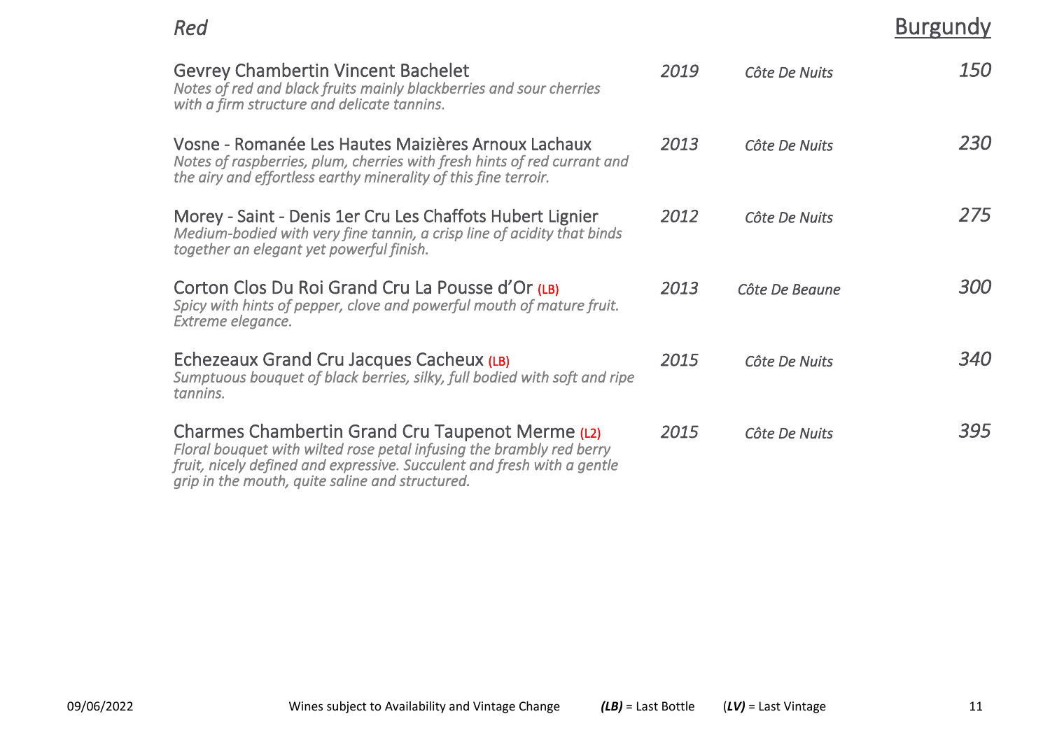*Red*

## Burgundy

| Wine | Vintage | Region | Price |
|---|---|---|---|
| Gevrey Chambertin Vincent Bachelet<br>*Notes of red and black fruits mainly blackberries and sour cherries with a firm structure and delicate tannins.* | *2019* | *Côte De Nuits* | *150* |
| Vosne - Romanée Les Hautes Maizières Arnoux Lachaux<br>*Notes of raspberries, plum, cherries with fresh hints of red currant and the airy and effortless earthy minerality of this fine terroir.* | *2013* | *Côte De Nuits* | *230* |
| Morey - Saint - Denis 1er Cru Les Chaffots Hubert Lignier<br>*Medium-bodied with very fine tannin, a crisp line of acidity that binds together an elegant yet powerful finish.* | *2012* | *Côte De Nuits* | *275* |
| Corton Clos Du Roi Grand Cru La Pousse d'Or (LB)<br>*Spicy with hints of pepper, clove and powerful mouth of mature fruit. Extreme elegance.* | *2013* | *Côte De Beaune* | *300* |
| Echezeaux Grand Cru Jacques Cacheux (LB)<br>*Sumptuous bouquet of black berries, silky, full bodied with soft and ripe tannins.* | *2015* | *Côte De Nuits* | *340* |
| Charmes Chambertin Grand Cru Taupenot Merme (L2)<br>*Floral bouquet with wilted rose petal infusing the brambly red berry fruit, nicely defined and expressive. Succulent and fresh with a gentle grip in the mouth, quite saline and structured.* | *2015* | *Côte De Nuits* | *395* |

09/06/2022 Wines subject to Availability and Vintage Change ***(LB)*** = Last Bottle (***LV)*** = Last Vintage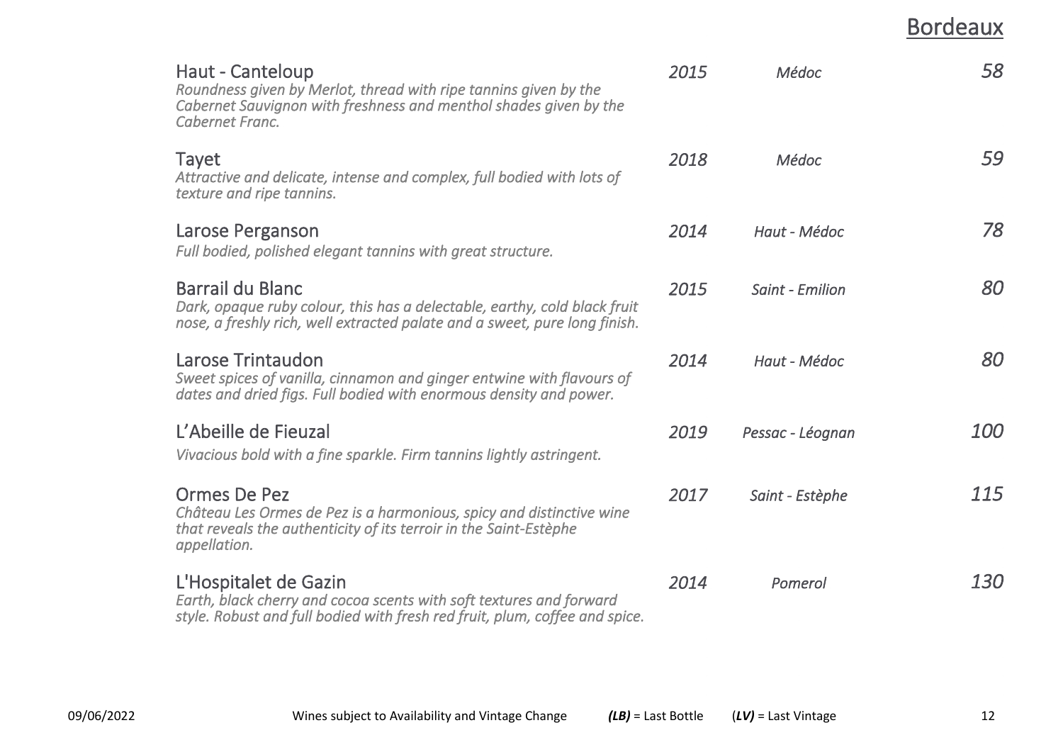## Bordeaux

| Wine | Vintage | Region | Price |
|---|---|---|---|
| Haut - Canteloup<br>*Roundness given by Merlot, thread with ripe tannins given by the Cabernet Sauvignon with freshness and menthol shades given by the Cabernet Franc.* | *2015* | *Médoc* | *58* |
| Tayet<br>*Attractive and delicate, intense and complex, full bodied with lots of texture and ripe tannins.* | *2018* | *Médoc* | *59* |
| Larose Perganson<br>*Full bodied, polished elegant tannins with great structure.* | *2014* | *Haut - Médoc* | *78* |
| Barrail du Blanc<br>*Dark, opaque ruby colour, this has a delectable, earthy, cold black fruit nose, a freshly rich, well extracted palate and a sweet, pure long finish.* | *2015* | *Saint - Emilion* | *80* |
| Larose Trintaudon<br>*Sweet spices of vanilla, cinnamon and ginger entwine with flavours of dates and dried figs. Full bodied with enormous density and power.* | *2014* | *Haut - Médoc* | *80* |
| L'Abeille de Fieuzal<br>*Vivacious bold with a fine sparkle. Firm tannins lightly astringent.* | *2019* | *Pessac - Léognan* | *100* |
| Ormes De Pez<br>*Château Les Ormes de Pez is a harmonious, spicy and distinctive wine that reveals the authenticity of its terroir in the Saint-Estèphe appellation.* | *2017* | *Saint - Estèphe* | *115* |
| L'Hospitalet de Gazin<br>*Earth, black cherry and cocoa scents with soft textures and forward style. Robust and full bodied with fresh red fruit, plum, coffee and spice.* | *2014* | *Pomerol* | *130* |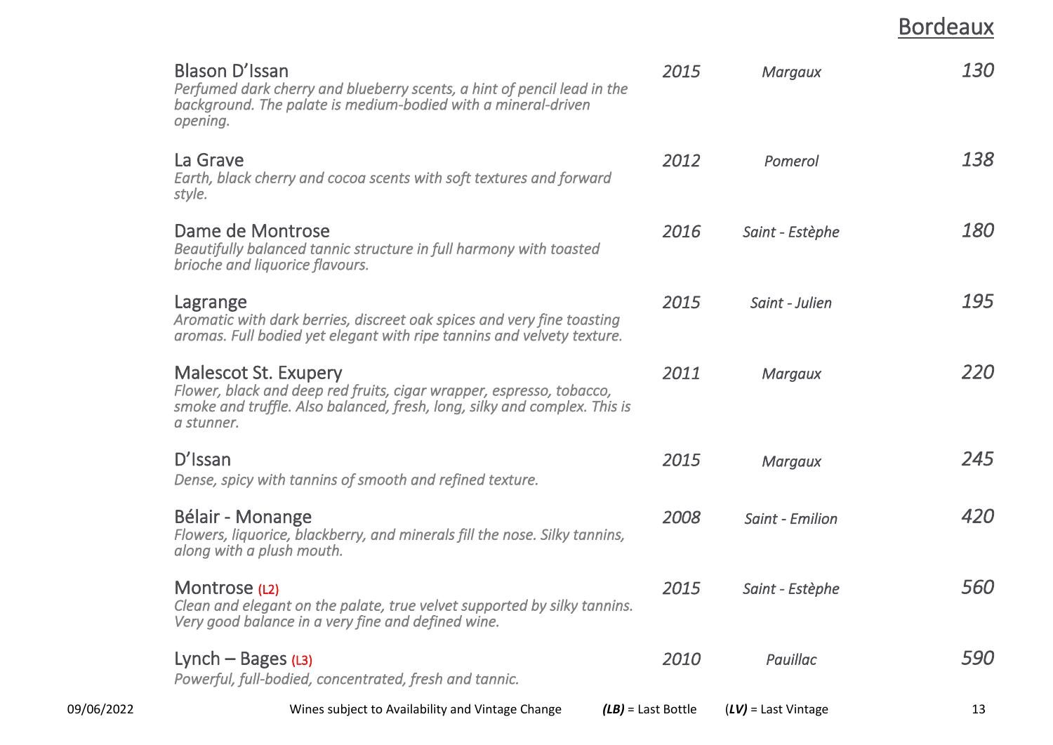## Bordeaux

| Wine | Vintage | Region | Price |
|---|---|---|---|
| Blason D'Issan<br>*Perfumed dark cherry and blueberry scents, a hint of pencil lead in the background. The palate is medium-bodied with a mineral-driven opening.* | *2015* | *Margaux* | *130* |
| La Grave<br>*Earth, black cherry and cocoa scents with soft textures and forward style.* | *2012* | *Pomerol* | *138* |
| Dame de Montrose<br>*Beautifully balanced tannic structure in full harmony with toasted brioche and liquorice flavours.* | *2016* | *Saint - Estèphe* | *180* |
| Lagrange<br>*Aromatic with dark berries, discreet oak spices and very fine toasting aromas. Full bodied yet elegant with ripe tannins and velvety texture.* | *2015* | *Saint - Julien* | *195* |
| Malescot St. Exupery<br>*Flower, black and deep red fruits, cigar wrapper, espresso, tobacco, smoke and truffle. Also balanced, fresh, long, silky and complex. This is a stunner.* | *2011* | *Margaux* | *220* |
| D'Issan<br>*Dense, spicy with tannins of smooth and refined texture.* | *2015* | *Margaux* | *245* |
| Bélair - Monange<br>*Flowers, liquorice, blackberry, and minerals fill the nose. Silky tannins, along with a plush mouth.* | *2008* | *Saint - Emilion* | *420* |
| Montrose (L2)<br>*Clean and elegant on the palate, true velvet supported by silky tannins. Very good balance in a very fine and defined wine.* | *2015* | *Saint - Estèphe* | *560* |
| Lynch – Bages (L3)<br>*Powerful, full-bodied, concentrated, fresh and tannic.* | *2010* | *Pauillac* | *590* |

09/06/2022 Wines subject to Availability and Vintage Change ***(LB)*** = Last Bottle (***LV***) = Last Vintage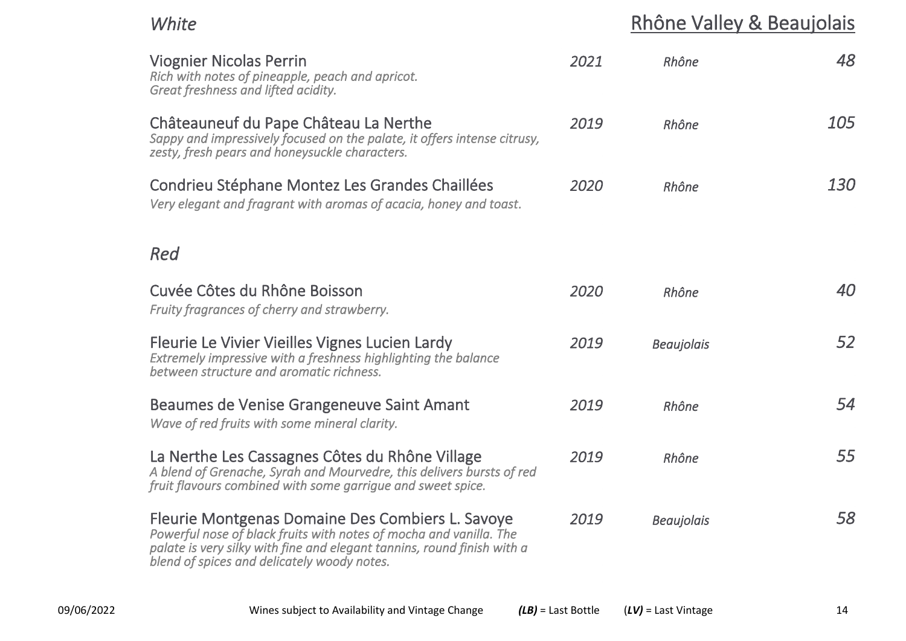## Rhône Valley & Beaujolais

### *White*

| Wine | Vintage | Region | Price |
|---|---|---|---|
| Viognier Nicolas Perrin<br>*Rich with notes of pineapple, peach and apricot. Great freshness and lifted acidity.* | *2021* | *Rhône* | *48* |
| Châteauneuf du Pape Château La Nerthe<br>*Sappy and impressively focused on the palate, it offers intense citrusy, zesty, fresh pears and honeysuckle characters.* | *2019* | *Rhône* | *105* |
| Condrieu Stéphane Montez Les Grandes Chaillées<br>*Very elegant and fragrant with aromas of acacia, honey and toast.* | *2020* | *Rhône* | *130* |

### *Red*

| Wine | Vintage | Region | Price |
|---|---|---|---|
| Cuvée Côtes du Rhône Boisson<br>*Fruity fragrances of cherry and strawberry.* | *2020* | *Rhône* | *40* |
| Fleurie Le Vivier Vieilles Vignes Lucien Lardy<br>*Extremely impressive with a freshness highlighting the balance between structure and aromatic richness.* | *2019* | *Beaujolais* | *52* |
| Beaumes de Venise Grangeneuve Saint Amant<br>*Wave of red fruits with some mineral clarity.* | *2019* | *Rhône* | *54* |
| La Nerthe Les Cassagnes Côtes du Rhône Village<br>*A blend of Grenache, Syrah and Mourvedre, this delivers bursts of red fruit flavours combined with some garrigue and sweet spice.* | *2019* | *Rhône* | *55* |
| Fleurie Montgenas Domaine Des Combiers L. Savoye<br>*Powerful nose of black fruits with notes of mocha and vanilla. The palate is very silky with fine and elegant tannins, round finish with a blend of spices and delicately woody notes.* | *2019* | *Beaujolais* | *58* |

09/06/2022 Wines subject to Availability and Vintage Change ***(LB)*** = Last Bottle (***LV)*** = Last Vintage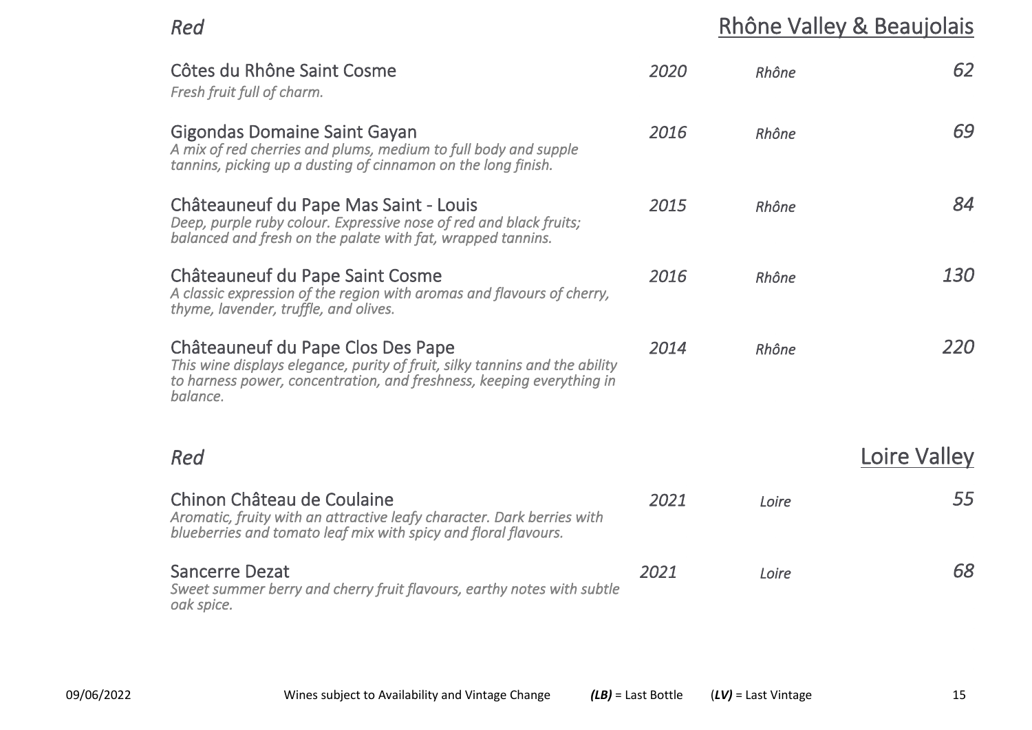## *Red* — Rhône Valley & Beaujolais

**Côtes du Rhône Saint Cosme** — *2020* — *Rhône* — *62*
*Fresh fruit full of charm.*

**Gigondas Domaine Saint Gayan** — *2016* — *Rhône* — *69*
*A mix of red cherries and plums, medium to full body and supple tannins, picking up a dusting of cinnamon on the long finish.*

**Châteauneuf du Pape Mas Saint - Louis** — *2015* — *Rhône* — *84*
*Deep, purple ruby colour. Expressive nose of red and black fruits; balanced and fresh on the palate with fat, wrapped tannins.*

**Châteauneuf du Pape Saint Cosme** — *2016* — *Rhône* — *130*
*A classic expression of the region with aromas and flavours of cherry, thyme, lavender, truffle, and olives.*

**Châteauneuf du Pape Clos Des Pape** — *2014* — *Rhône* — *220*
*This wine displays elegance, purity of fruit, silky tannins and the ability to harness power, concentration, and freshness, keeping everything in balance.*

## *Red* — Loire Valley

**Chinon Château de Coulaine** — *2021* — *Loire* — *55*
*Aromatic, fruity with an attractive leafy character. Dark berries with blueberries and tomato leaf mix with spicy and floral flavours.*

**Sancerre Dezat** — *2021* — *Loire* — *68*
*Sweet summer berry and cherry fruit flavours, earthy notes with subtle oak spice.*

09/06/2022 — Wines subject to Availability and Vintage Change — ***(LB)*** = Last Bottle — (***LV)*** = Last Vintage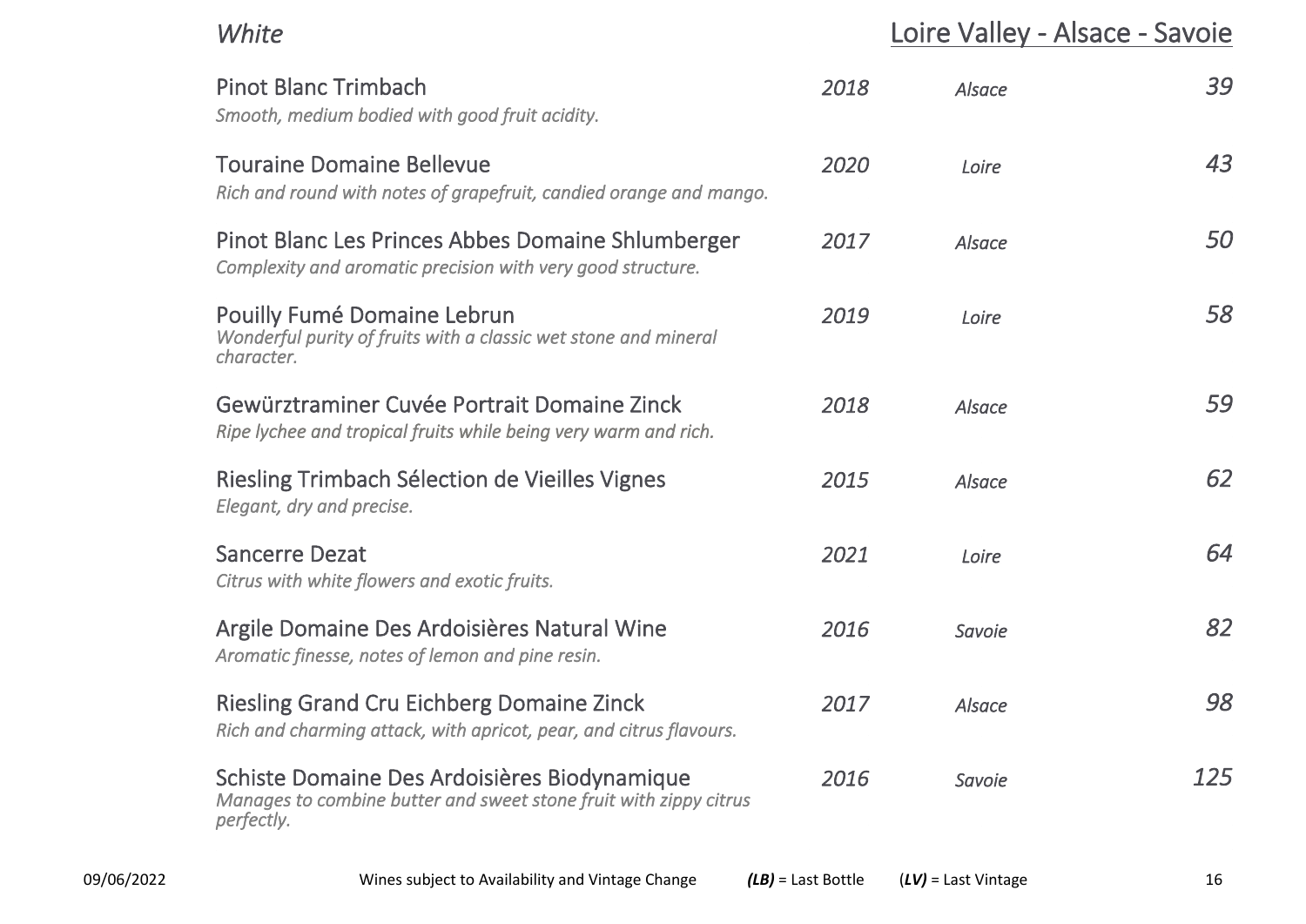*White* — Loire Valley - Alsace - Savoie

| Wine | Vintage | Region | Price |
|---|---|---|---|
| Pinot Blanc Trimbach<br>*Smooth, medium bodied with good fruit acidity.* | *2018* | *Alsace* | *39* |
| Touraine Domaine Bellevue<br>*Rich and round with notes of grapefruit, candied orange and mango.* | *2020* | *Loire* | *43* |
| Pinot Blanc Les Princes Abbes Domaine Shlumberger<br>*Complexity and aromatic precision with very good structure.* | *2017* | *Alsace* | *50* |
| Pouilly Fumé Domaine Lebrun<br>*Wonderful purity of fruits with a classic wet stone and mineral character.* | *2019* | *Loire* | *58* |
| Gewürztraminer Cuvée Portrait Domaine Zinck<br>*Ripe lychee and tropical fruits while being very warm and rich.* | *2018* | *Alsace* | *59* |
| Riesling Trimbach Sélection de Vieilles Vignes<br>*Elegant, dry and precise.* | *2015* | *Alsace* | *62* |
| Sancerre Dezat<br>*Citrus with white flowers and exotic fruits.* | *2021* | *Loire* | *64* |
| Argile Domaine Des Ardoisières Natural Wine<br>*Aromatic finesse, notes of lemon and pine resin.* | *2016* | *Savoie* | *82* |
| Riesling Grand Cru Eichberg Domaine Zinck<br>*Rich and charming attack, with apricot, pear, and citrus flavours.* | *2017* | *Alsace* | *98* |
| Schiste Domaine Des Ardoisières Biodynamique<br>*Manages to combine butter and sweet stone fruit with zippy citrus perfectly.* | *2016* | *Savoie* | *125* |

Wines subject to Availability and Vintage Change — ***(LB)*** = Last Bottle — (***LV)*** = Last Vintage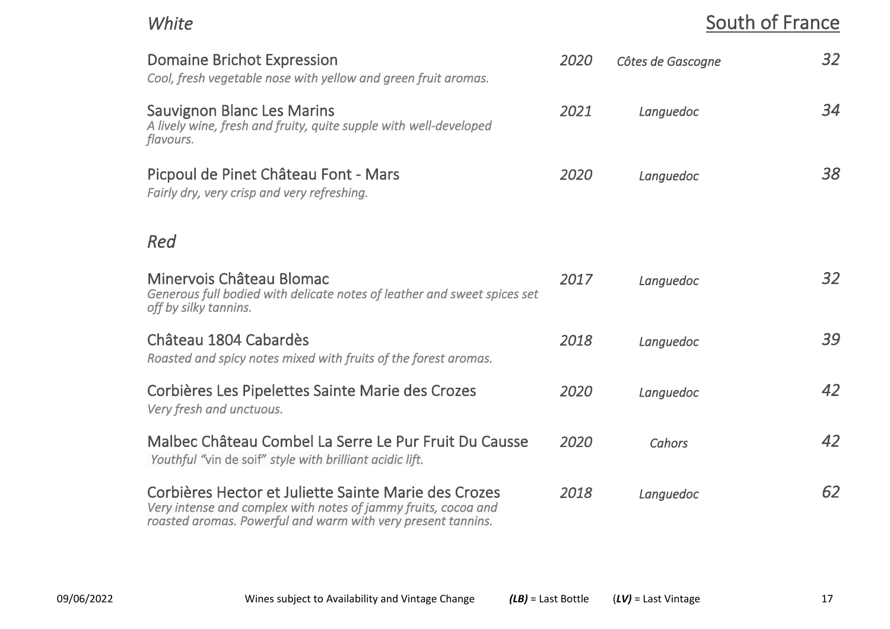## South of France

### *White*

| Wine | Vintage | Region | Price |
|---|---|---|---|
| Domaine Brichot Expression<br>*Cool, fresh vegetable nose with yellow and green fruit aromas.* | *2020* | *Côtes de Gascogne* | *32* |
| Sauvignon Blanc Les Marins<br>*A lively wine, fresh and fruity, quite supple with well-developed flavours.* | *2021* | *Languedoc* | *34* |
| Picpoul de Pinet Château Font - Mars<br>*Fairly dry, very crisp and very refreshing.* | *2020* | *Languedoc* | *38* |

### *Red*

| Wine | Vintage | Region | Price |
|---|---|---|---|
| Minervois Château Blomac<br>*Generous full bodied with delicate notes of leather and sweet spices set off by silky tannins.* | *2017* | *Languedoc* | *32* |
| Château 1804 Cabardès<br>*Roasted and spicy notes mixed with fruits of the forest aromas.* | *2018* | *Languedoc* | *39* |
| Corbières Les Pipelettes Sainte Marie des Crozes<br>*Very fresh and unctuous.* | *2020* | *Languedoc* | *42* |
| Malbec Château Combel La Serre Le Pur Fruit Du Causse<br>*Youthful "*vin de soif*" style with brilliant acidic lift.* | *2020* | *Cahors* | *42* |
| Corbières Hector et Juliette Sainte Marie des Crozes<br>*Very intense and complex with notes of jammy fruits, cocoa and roasted aromas. Powerful and warm with very present tannins.* | *2018* | *Languedoc* | *62* |

09/06/2022 Wines subject to Availability and Vintage Change ***(LB)*** = Last Bottle (***LV)*** = Last Vintage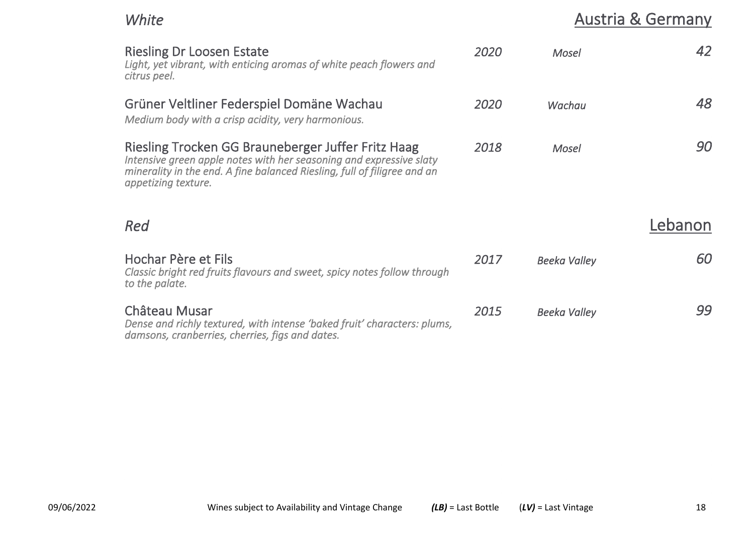## *White* — Austria & Germany

| Wine | Vintage | Region | Price |
|---|---|---|---|
| Riesling Dr Loosen Estate<br>*Light, yet vibrant, with enticing aromas of white peach flowers and citrus peel.* | *2020* | *Mosel* | *42* |
| Grüner Veltliner Federspiel Domäne Wachau<br>*Medium body with a crisp acidity, very harmonious.* | *2020* | *Wachau* | *48* |
| Riesling Trocken GG Brauneberger Juffer Fritz Haag<br>*Intensive green apple notes with her seasoning and expressive slaty minerality in the end. A fine balanced Riesling, full of filigree and an appetizing texture.* | *2018* | *Mosel* | *90* |

## *Red* — Lebanon

| Wine | Vintage | Region | Price |
|---|---|---|---|
| Hochar Père et Fils<br>*Classic bright red fruits flavours and sweet, spicy notes follow through to the palate.* | *2017* | *Beeka Valley* | *60* |
| Château Musar<br>*Dense and richly textured, with intense 'baked fruit' characters: plums, damsons, cranberries, cherries, figs and dates.* | *2015* | *Beeka Valley* | *99* |

09/06/2022 Wines subject to Availability and Vintage Change ***(LB)*** = Last Bottle (***LV)*** = Last Vintage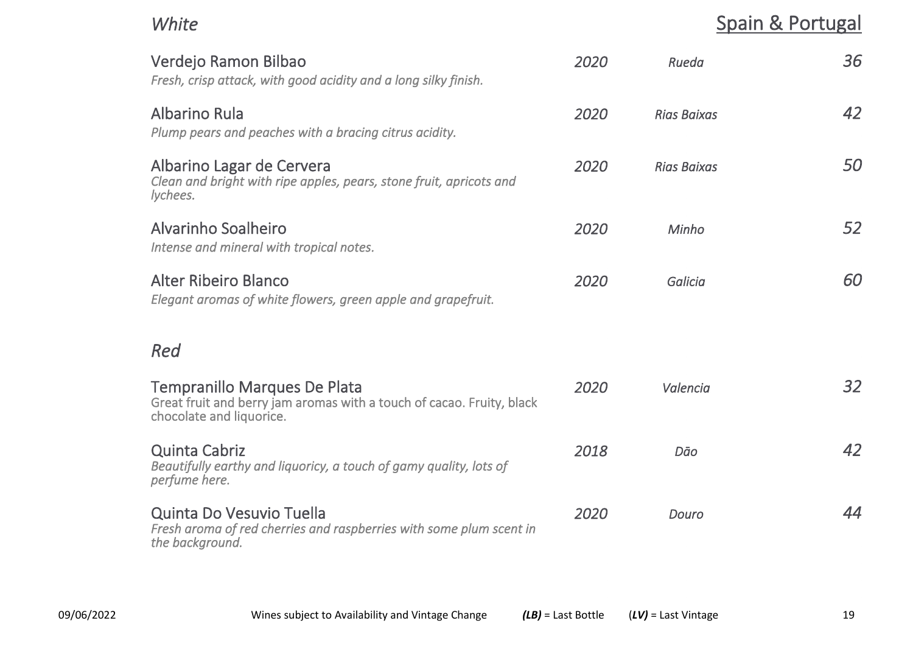## *White*

## Spain & Portugal

| Wine | Vintage | Region | Price |
|---|---|---|---|
| Verdejo Ramon Bilbao<br>*Fresh, crisp attack, with good acidity and a long silky finish.* | *2020* | *Rueda* | *36* |
| Albarino Rula<br>*Plump pears and peaches with a bracing citrus acidity.* | *2020* | *Rias Baixas* | *42* |
| Albarino Lagar de Cervera<br>*Clean and bright with ripe apples, pears, stone fruit, apricots and lychees.* | *2020* | *Rias Baixas* | *50* |
| Alvarinho Soalheiro<br>*Intense and mineral with tropical notes.* | *2020* | *Minho* | *52* |
| Alter Ribeiro Blanco<br>*Elegant aromas of white flowers, green apple and grapefruit.* | *2020* | *Galicia* | *60* |

## *Red*

| Wine | Vintage | Region | Price |
|---|---|---|---|
| Tempranillo Marques De Plata<br>Great fruit and berry jam aromas with a touch of cacao. Fruity, black chocolate and liquorice. | *2020* | *Valencia* | *32* |
| Quinta Cabriz<br>*Beautifully earthy and liquoricy, a touch of gamy quality, lots of perfume here.* | *2018* | *Dão* | *42* |
| Quinta Do Vesuvio Tuella<br>*Fresh aroma of red cherries and raspberries with some plum scent in the background.* | *2020* | *Douro* | *44* |

09/06/2022 Wines subject to Availability and Vintage Change ***(LB)*** = Last Bottle (***LV)*** = Last Vintage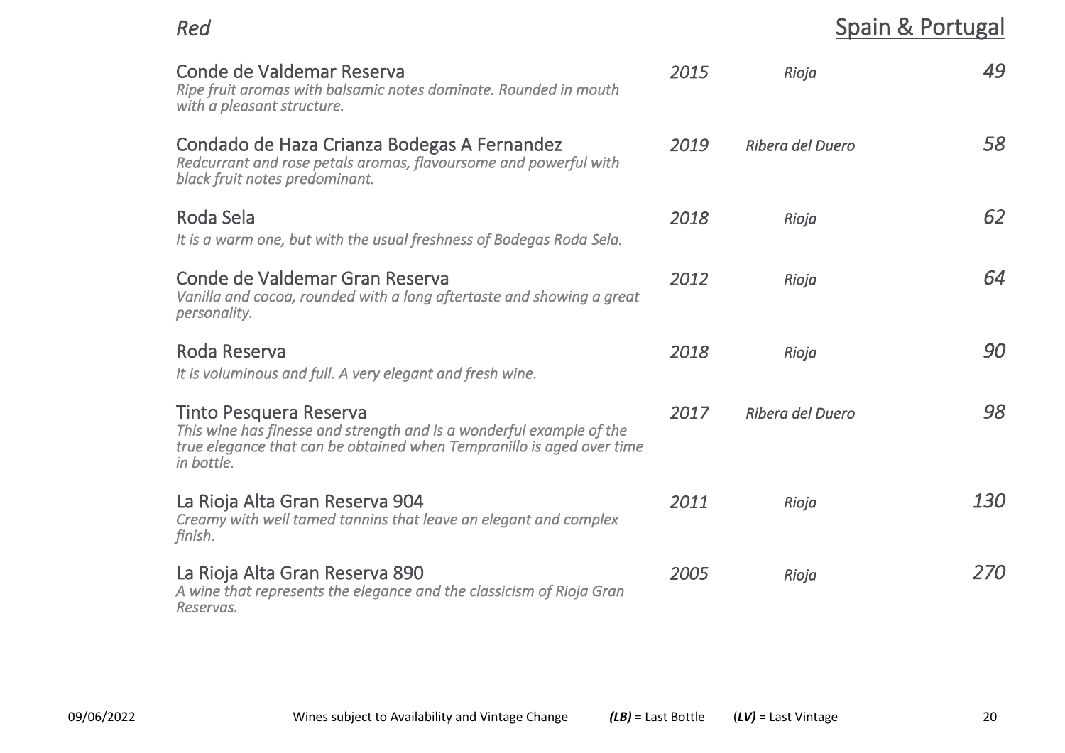*Red*

## Spain & Portugal

| Wine | Vintage | Region | Price |
|---|---|---|---|
| Conde de Valdemar Reserva<br>*Ripe fruit aromas with balsamic notes dominate. Rounded in mouth with a pleasant structure.* | *2015* | *Rioja* | *49* |
| Condado de Haza Crianza Bodegas A Fernandez<br>*Redcurrant and rose petals aromas, flavoursome and powerful with black fruit notes predominant.* | *2019* | *Ribera del Duero* | *58* |
| Roda Sela<br>*It is a warm one, but with the usual freshness of Bodegas Roda Sela.* | *2018* | *Rioja* | *62* |
| Conde de Valdemar Gran Reserva<br>*Vanilla and cocoa, rounded with a long aftertaste and showing a great personality.* | *2012* | *Rioja* | *64* |
| Roda Reserva<br>*It is voluminous and full. A very elegant and fresh wine.* | *2018* | *Rioja* | *90* |
| Tinto Pesquera Reserva<br>*This wine has finesse and strength and is a wonderful example of the true elegance that can be obtained when Tempranillo is aged over time in bottle.* | *2017* | *Ribera del Duero* | *98* |
| La Rioja Alta Gran Reserva 904<br>*Creamy with well tamed tannins that leave an elegant and complex finish.* | *2011* | *Rioja* | *130* |
| La Rioja Alta Gran Reserva 890<br>*A wine that represents the elegance and the classicism of Rioja Gran Reservas.* | *2005* | *Rioja* | *270* |

09/06/2022 Wines subject to Availability and Vintage Change ***(LB)*** = Last Bottle (***LV)*** = Last Vintage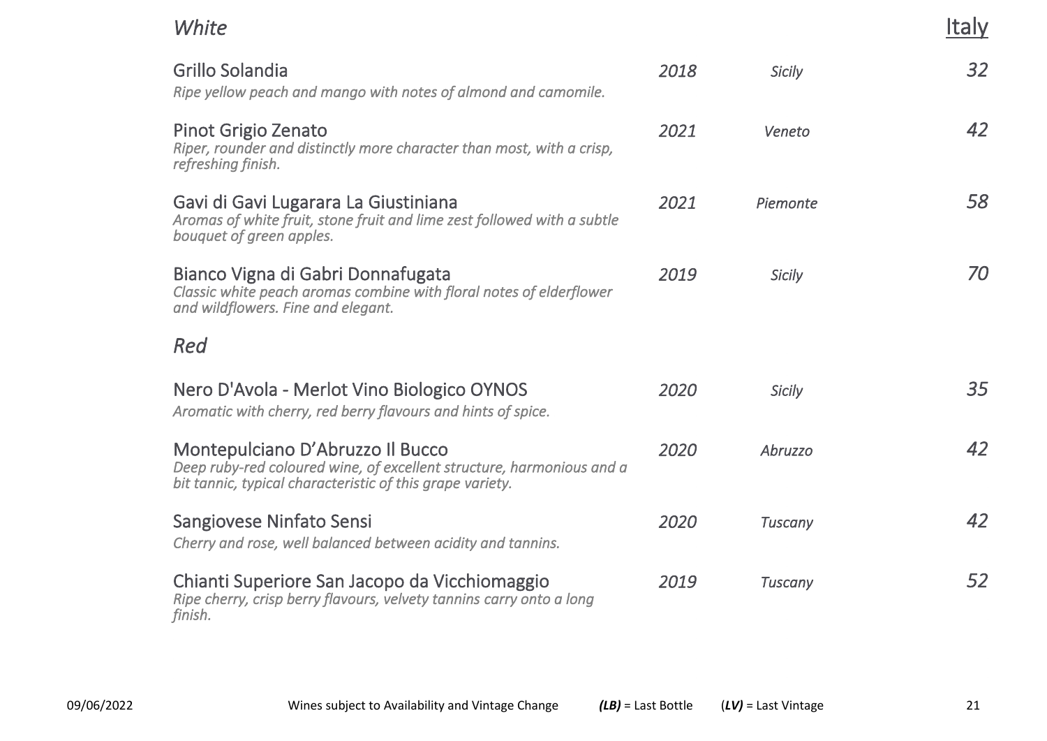## Italy

### *White*

| Wine | Vintage | Region | Price |
|---|---|---|---|
| Grillo Solandia<br>*Ripe yellow peach and mango with notes of almond and camomile.* | *2018* | *Sicily* | *32* |
| Pinot Grigio Zenato<br>*Riper, rounder and distinctly more character than most, with a crisp, refreshing finish.* | *2021* | *Veneto* | *42* |
| Gavi di Gavi Lugarara La Giustiniana<br>*Aromas of white fruit, stone fruit and lime zest followed with a subtle bouquet of green apples.* | *2021* | *Piemonte* | *58* |
| Bianco Vigna di Gabri Donnafugata<br>*Classic white peach aromas combine with floral notes of elderflower and wildflowers. Fine and elegant.* | *2019* | *Sicily* | *70* |

### *Red*

| Wine | Vintage | Region | Price |
|---|---|---|---|
| Nero D'Avola - Merlot Vino Biologico OYNOS<br>*Aromatic with cherry, red berry flavours and hints of spice.* | *2020* | *Sicily* | *35* |
| Montepulciano D'Abruzzo Il Bucco<br>*Deep ruby-red coloured wine, of excellent structure, harmonious and a bit tannic, typical characteristic of this grape variety.* | *2020* | *Abruzzo* | *42* |
| Sangiovese Ninfato Sensi<br>*Cherry and rose, well balanced between acidity and tannins.* | *2020* | *Tuscany* | *42* |
| Chianti Superiore San Jacopo da Vicchiomaggio<br>*Ripe cherry, crisp berry flavours, velvety tannins carry onto a long finish.* | *2019* | *Tuscany* | *52* |

09/06/2022 Wines subject to Availability and Vintage Change ***(LB)*** = Last Bottle (***LV)*** = Last Vintage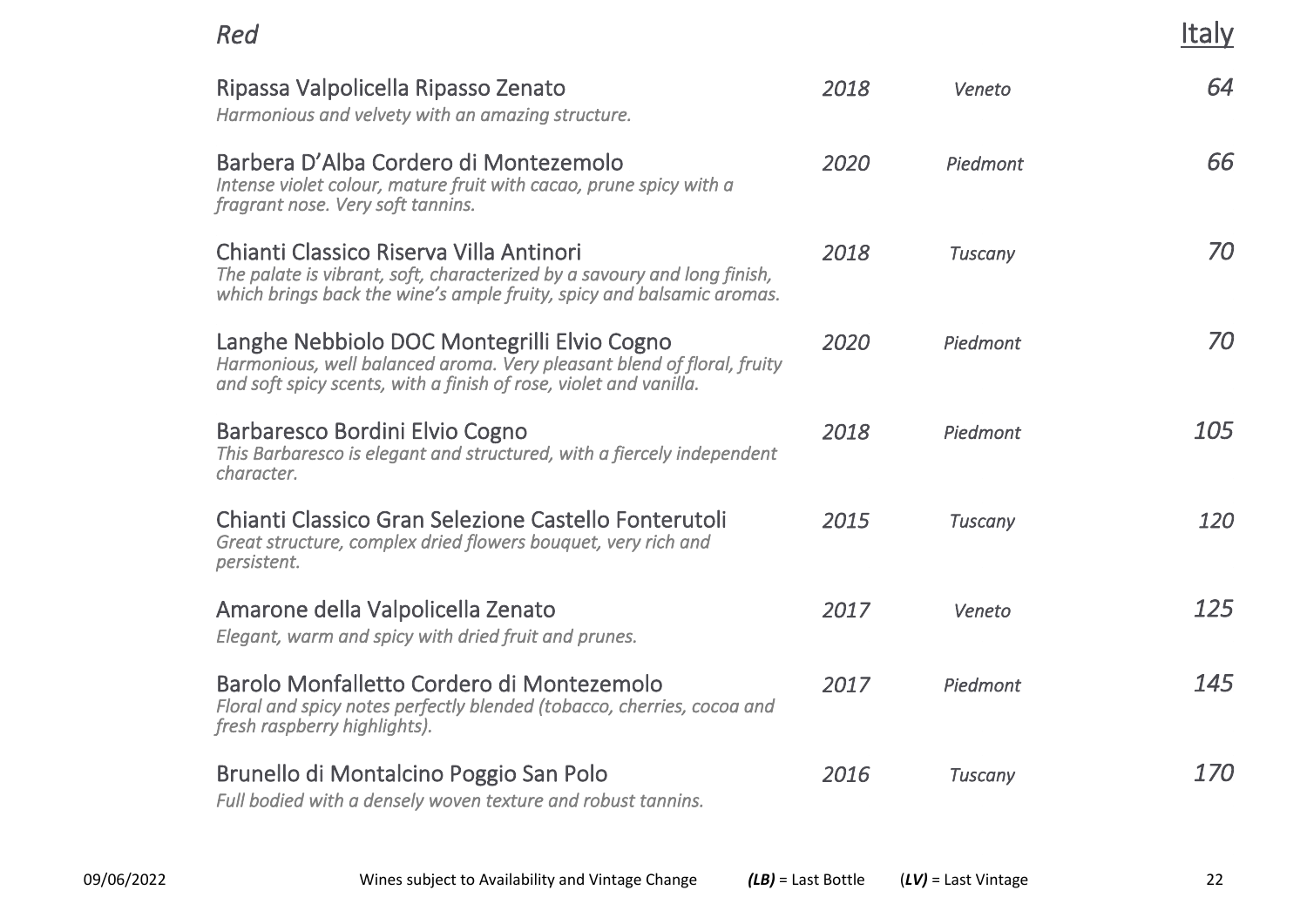*Red*

Italy

| Wine | Vintage | Region | Price |
|---|---|---|---|
| Ripassa Valpolicella Ripasso Zenato<br>*Harmonious and velvety with an amazing structure.* | *2018* | *Veneto* | *64* |
| Barbera D'Alba Cordero di Montezemolo<br>*Intense violet colour, mature fruit with cacao, prune spicy with a fragrant nose. Very soft tannins.* | *2020* | *Piedmont* | *66* |
| Chianti Classico Riserva Villa Antinori<br>*The palate is vibrant, soft, characterized by a savoury and long finish, which brings back the wine's ample fruity, spicy and balsamic aromas.* | *2018* | *Tuscany* | *70* |
| Langhe Nebbiolo DOC Montegrilli Elvio Cogno<br>*Harmonious, well balanced aroma. Very pleasant blend of floral, fruity and soft spicy scents, with a finish of rose, violet and vanilla.* | *2020* | *Piedmont* | *70* |
| Barbaresco Bordini Elvio Cogno<br>*This Barbaresco is elegant and structured, with a fiercely independent character.* | *2018* | *Piedmont* | *105* |
| Chianti Classico Gran Selezione Castello Fonterutoli<br>*Great structure, complex dried flowers bouquet, very rich and persistent.* | *2015* | *Tuscany* | *120* |
| Amarone della Valpolicella Zenato<br>*Elegant, warm and spicy with dried fruit and prunes.* | *2017* | *Veneto* | *125* |
| Barolo Monfalletto Cordero di Montezemolo<br>*Floral and spicy notes perfectly blended (tobacco, cherries, cocoa and fresh raspberry highlights).* | *2017* | *Piedmont* | *145* |
| Brunello di Montalcino Poggio San Polo<br>*Full bodied with a densely woven texture and robust tannins.* | *2016* | *Tuscany* | *170* |

09/06/2022 Wines subject to Availability and Vintage Change ***(LB)*** = Last Bottle (***LV)*** = Last Vintage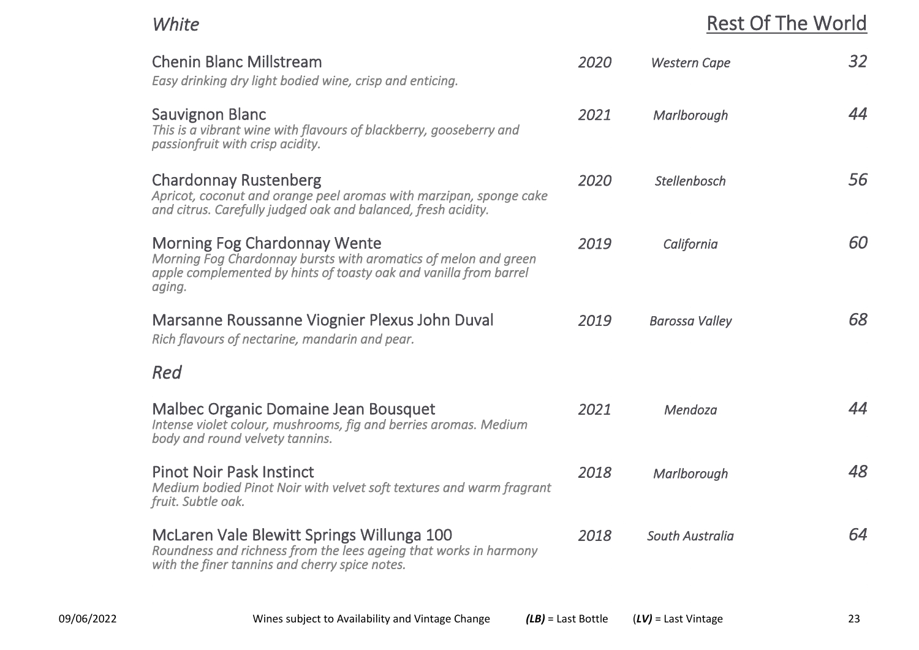## *White*

## Rest Of The World

| Wine | Vintage | Region | Price |
|---|---|---|---|
| Chenin Blanc Millstream<br>*Easy drinking dry light bodied wine, crisp and enticing.* | *2020* | *Western Cape* | *32* |
| Sauvignon Blanc<br>*This is a vibrant wine with flavours of blackberry, gooseberry and passionfruit with crisp acidity.* | *2021* | *Marlborough* | *44* |
| Chardonnay Rustenberg<br>*Apricot, coconut and orange peel aromas with marzipan, sponge cake and citrus. Carefully judged oak and balanced, fresh acidity.* | *2020* | *Stellenbosch* | *56* |
| Morning Fog Chardonnay Wente<br>*Morning Fog Chardonnay bursts with aromatics of melon and green apple complemented by hints of toasty oak and vanilla from barrel aging.* | *2019* | *California* | *60* |
| Marsanne Roussanne Viognier Plexus John Duval<br>*Rich flavours of nectarine, mandarin and pear.* | *2019* | *Barossa Valley* | *68* |

## *Red*

| Wine | Vintage | Region | Price |
|---|---|---|---|
| Malbec Organic Domaine Jean Bousquet<br>*Intense violet colour, mushrooms, fig and berries aromas. Medium body and round velvety tannins.* | *2021* | *Mendoza* | *44* |
| Pinot Noir Pask Instinct<br>*Medium bodied Pinot Noir with velvet soft textures and warm fragrant fruit. Subtle oak.* | *2018* | *Marlborough* | *48* |
| McLaren Vale Blewitt Springs Willunga 100<br>*Roundness and richness from the lees ageing that works in harmony with the finer tannins and cherry spice notes.* | *2018* | *South Australia* | *64* |

09/06/2022 Wines subject to Availability and Vintage Change ***(LB)*** = Last Bottle (***LV)*** = Last Vintage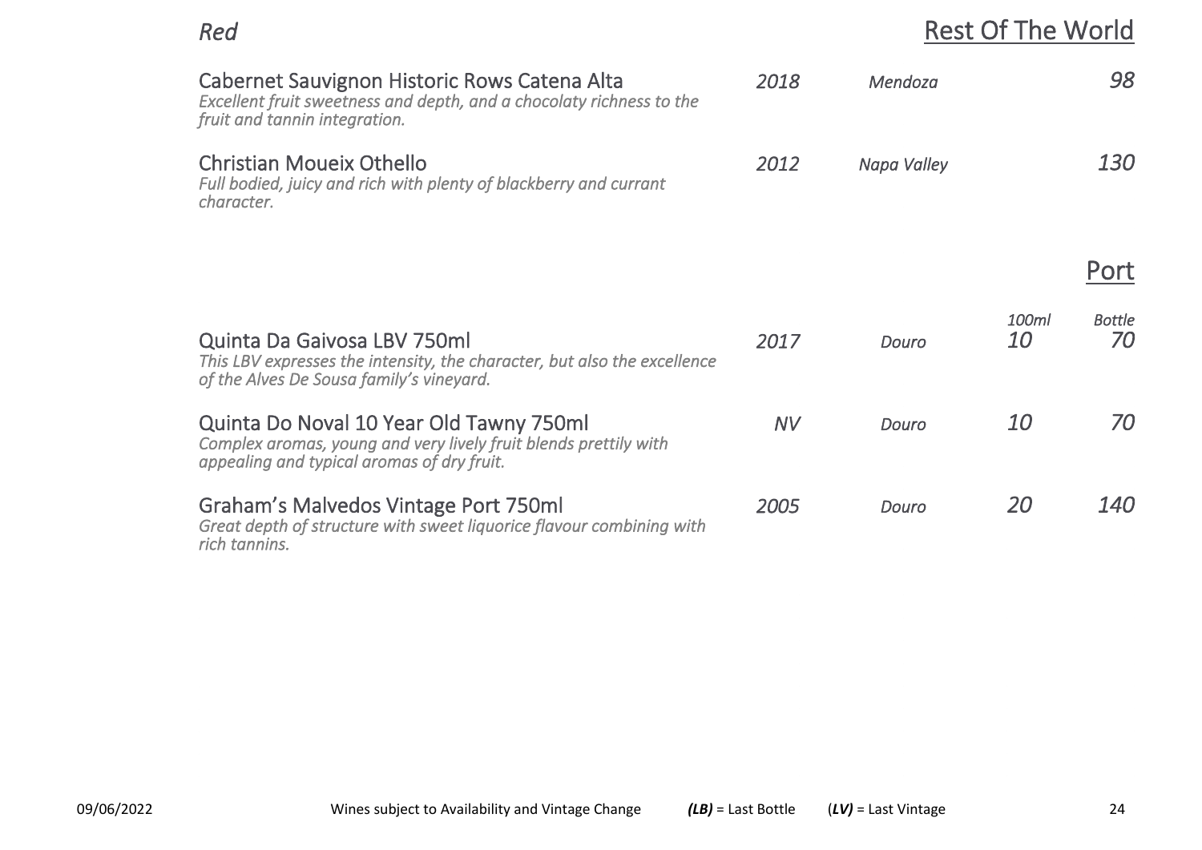*Red*

## Rest Of The World

| Wine | Vintage | Region | Price |
|---|---|---|---|
| Cabernet Sauvignon Historic Rows Catena Alta<br>*Excellent fruit sweetness and depth, and a chocolaty richness to the fruit and tannin integration.* | *2018* | *Mendoza* | *98* |
| Christian Moueix Othello<br>*Full bodied, juicy and rich with plenty of blackberry and currant character.* | *2012* | *Napa Valley* | *130* |

## Port

| Wine | Vintage | Region | *100ml* | *Bottle* |
|---|---|---|---|---|
| Quinta Da Gaivosa LBV 750ml<br>*This LBV expresses the intensity, the character, but also the excellence of the Alves De Sousa family's vineyard.* | *2017* | *Douro* | *10* | *70* |
| Quinta Do Noval 10 Year Old Tawny 750ml<br>*Complex aromas, young and very lively fruit blends prettily with appealing and typical aromas of dry fruit.* | *NV* | *Douro* | *10* | *70* |
| Graham's Malvedos Vintage Port 750ml<br>*Great depth of structure with sweet liquorice flavour combining with rich tannins.* | *2005* | *Douro* | *20* | *140* |

09/06/2022 Wines subject to Availability and Vintage Change ***(LB)*** = Last Bottle (***LV)*** = Last Vintage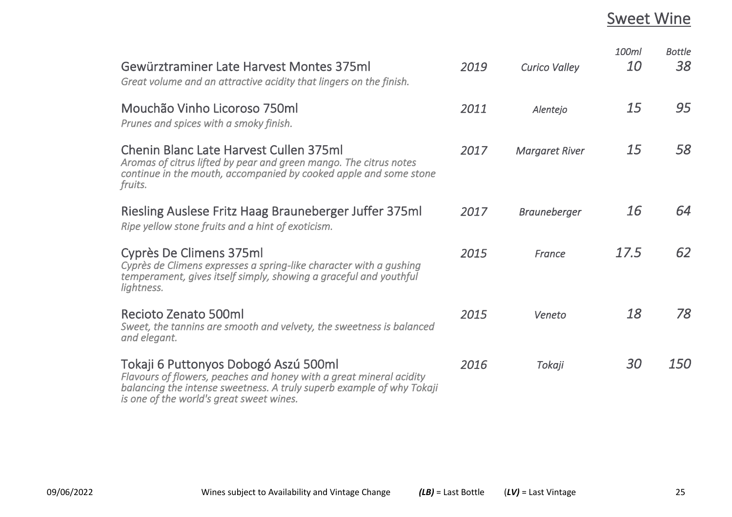## Sweet Wine

| | | | 100ml | Bottle |
|---|---|---|---|---|
| Gewürztraminer Late Harvest Montes 375ml<br>*Great volume and an attractive acidity that lingers on the finish.* | *2019* | *Curico Valley* | *10* | *38* |
| Mouchão Vinho Licoroso 750ml<br>*Prunes and spices with a smoky finish.* | *2011* | *Alentejo* | *15* | *95* |
| Chenin Blanc Late Harvest Cullen 375ml<br>*Aromas of citrus lifted by pear and green mango. The citrus notes continue in the mouth, accompanied by cooked apple and some stone fruits.* | *2017* | *Margaret River* | *15* | *58* |
| Riesling Auslese Fritz Haag Brauneberger Juffer 375ml<br>*Ripe yellow stone fruits and a hint of exoticism.* | *2017* | *Brauneberger* | *16* | *64* |
| Cyprès De Climens 375ml<br>*Cyprès de Climens expresses a spring-like character with a gushing temperament, gives itself simply, showing a graceful and youthful lightness.* | *2015* | *France* | *17.5* | *62* |
| Recioto Zenato 500ml<br>*Sweet, the tannins are smooth and velvety, the sweetness is balanced and elegant.* | *2015* | *Veneto* | *18* | *78* |
| Tokaji 6 Puttonyos Dobogó Aszú 500ml<br>*Flavours of flowers, peaches and honey with a great mineral acidity balancing the intense sweetness. A truly superb example of why Tokaji is one of the world's great sweet wines.* | *2016* | *Tokaji* | *30* | *150* |

09/06/2022 Wines subject to Availability and Vintage Change ***(LB)*** = Last Bottle (***LV)*** = Last Vintage